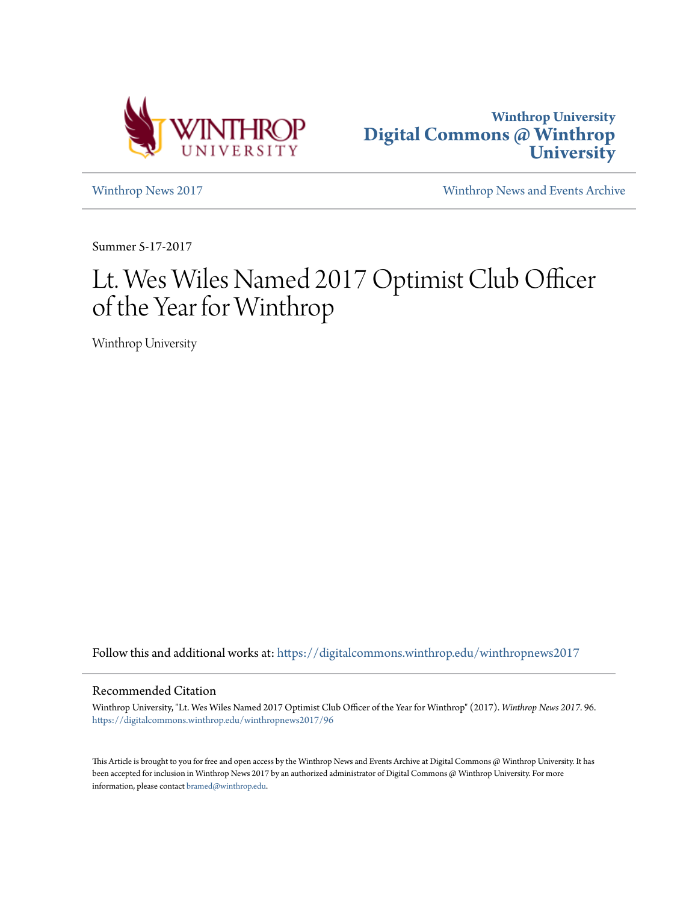Winthrop University
Digital Commons @ Winthrop University

Winthrop News 2017

Winthrop News and Events Archive

Summer 5-17-2017

# Lt. Wes Wiles Named 2017 Optimist Club Officer of the Year for Winthrop

Winthrop University

Follow this and additional works at: https://digitalcommons.winthrop.edu/winthropnews2017

## Recommended Citation

Winthrop University, "Lt. Wes Wiles Named 2017 Optimist Club Officer of the Year for Winthrop" (2017). *Winthrop News 2017*. 96.
https://digitalcommons.winthrop.edu/winthropnews2017/96

This Article is brought to you for free and open access by the Winthrop News and Events Archive at Digital Commons @ Winthrop University. It has been accepted for inclusion in Winthrop News 2017 by an authorized administrator of Digital Commons @ Winthrop University. For more information, please contact bramed@winthrop.edu.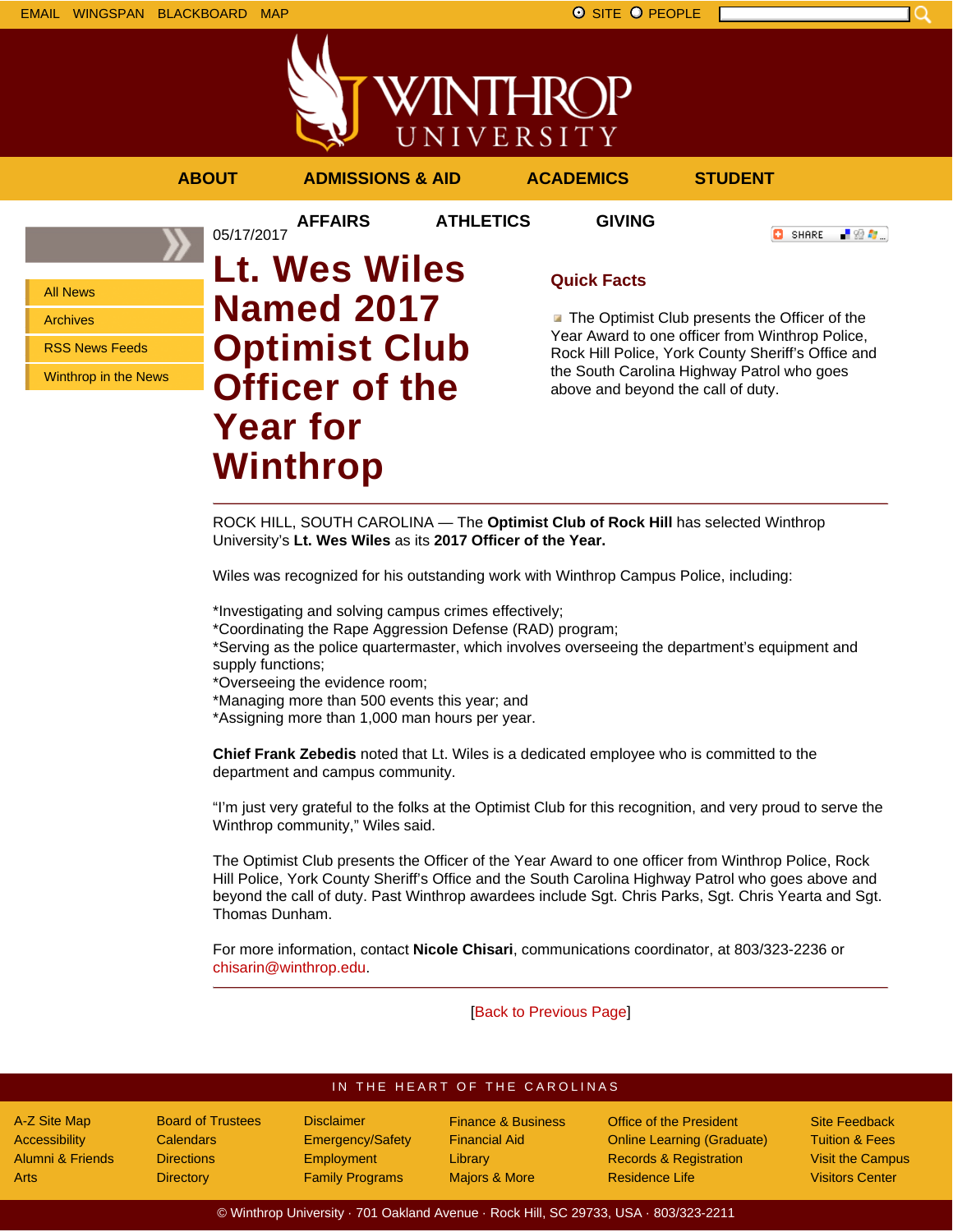EMAIL WINGSPAN BLACKBOARD MAP

SITE PEOPLE

WINTHROP UNIVERSITY

ABOUT ADMISSIONS & AID ACADEMICS STUDENT AFFAIRS ATHLETICS GIVING

- All News
- Archives
- RSS News Feeds
- Winthrop in the News

05/17/2017

# Lt. Wes Wiles Named 2017 Optimist Club Officer of the Year for Winthrop

## Quick Facts

- The Optimist Club presents the Officer of the Year Award to one officer from Winthrop Police, Rock Hill Police, York County Sheriff's Office and the South Carolina Highway Patrol who goes above and beyond the call of duty.

---

ROCK HILL, SOUTH CAROLINA — The **Optimist Club of Rock Hill** has selected Winthrop University's **Lt. Wes Wiles** as its **2017 Officer of the Year.**

Wiles was recognized for his outstanding work with Winthrop Campus Police, including:

*Investigating and solving campus crimes effectively;
*Coordinating the Rape Aggression Defense (RAD) program;
*Serving as the police quartermaster, which involves overseeing the department's equipment and supply functions;
*Overseeing the evidence room;
*Managing more than 500 events this year; and
*Assigning more than 1,000 man hours per year.

**Chief Frank Zebedis** noted that Lt. Wiles is a dedicated employee who is committed to the department and campus community.

"I'm just very grateful to the folks at the Optimist Club for this recognition, and very proud to serve the Winthrop community," Wiles said.

The Optimist Club presents the Officer of the Year Award to one officer from Winthrop Police, Rock Hill Police, York County Sheriff's Office and the South Carolina Highway Patrol who goes above and beyond the call of duty. Past Winthrop awardees include Sgt. Chris Parks, Sgt. Chris Yearta and Sgt. Thomas Dunham.

For more information, contact **Nicole Chisari**, communications coordinator, at 803/323-2236 or chisarin@winthrop.edu.

---

[Back to Previous Page]

IN THE HEART OF THE CAROLINAS

A-Z Site Map · Accessibility · Alumni & Friends · Arts · Board of Trustees · Calendars · Directions · Directory · Disclaimer · Emergency/Safety · Employment · Family Programs · Finance & Business · Financial Aid · Library · Majors & More · Office of the President · Online Learning (Graduate) · Records & Registration · Residence Life · Site Feedback · Tuition & Fees · Visit the Campus · Visitors Center

© Winthrop University · 701 Oakland Avenue · Rock Hill, SC 29733, USA · 803/323-2211